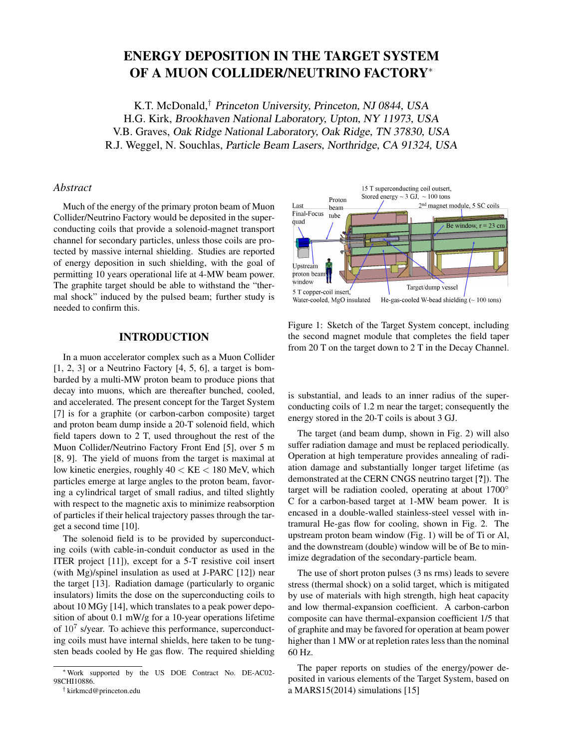# ENERGY DEPOSITION IN THE TARGET SYSTEM OF A MUON COLLIDER/NEUTRINO FACTORY*

K.T. McDonald,† *Princeton University, Princeton, NJ 0844, USA*
H.G. Kirk, *Brookhaven National Laboratory, Upton, NY 11973, USA*
V.B. Graves, *Oak Ridge National Laboratory, Oak Ridge, TN 37830, USA*
R.J. Weggel, N. Souchlas, *Particle Beam Lasers, Northridge, CA 91324, USA*

### *Abstract*

Much of the energy of the primary proton beam of Muon Collider/Neutrino Factory would be deposited in the superconducting coils that provide a solenoid-magnet transport channel for secondary particles, unless those coils are protected by massive internal shielding. Studies are reported of energy deposition in such shielding, with the goal of permitting 10 years operational life at 4-MW beam power. The graphite target should be able to withstand the "thermal shock" induced by the pulsed beam; further study is needed to confirm this.

## INTRODUCTION

In a muon accelerator complex such as a Muon Collider [1, 2, 3] or a Neutrino Factory [4, 5, 6], a target is bombarded by a multi-MW proton beam to produce pions that decay into muons, which are thereafter bunched, cooled, and accelerated. The present concept for the Target System [7] is for a graphite (or carbon-carbon composite) target and proton beam dump inside a 20-T solenoid field, which field tapers down to 2 T, used throughout the rest of the Muon Collider/Neutrino Factory Front End [5], over 5 m [8, 9]. The yield of muons from the target is maximal at low kinetic energies, roughly $40 < \mathrm{KE} < 180$ MeV, which particles emerge at large angles to the proton beam, favoring a cylindrical target of small radius, and tilted slightly with respect to the magnetic axis to minimize reabsorption of particles if their helical trajectory passes through the target a second time [10].

The solenoid field is to be provided by superconducting coils (with cable-in-conduit conductor as used in the ITER project [11]), except for a 5-T resistive coil insert (with Mg)/spinel insulation as used at J-PARC [12]) near the target [13]. Radiation damage (particularly to organic insulators) limits the dose on the superconducting coils to about 10 MGy [14], which translates to a peak power deposition of about 0.1 mW/g for a 10-year operations lifetime of $10^7$ s/year. To achieve this performance, superconducting coils must have internal shields, here taken to be tungsten beads cooled by He gas flow. The required shielding is substantial, and leads to an inner radius of the superconducting coils of 1.2 m near the target; consequently the energy stored in the 20-T coils is about 3 GJ.

Figure 1: Sketch of the Target System concept, including the second magnet module that completes the field taper from 20 T on the target down to 2 T in the Decay Channel.

The target (and beam dump, shown in Fig. 2) will also suffer radiation damage and must be replaced periodically. Operation at high temperature provides annealing of radiation damage and substantially longer target lifetime (as demonstrated at the CERN CNGS neutrino target [?]). The target will be radiation cooled, operating at about 1700° C for a carbon-based target at 1-MW beam power. It is encased in a double-walled stainless-steel vessel with intramural He-gas flow for cooling, shown in Fig. 2. The upstream proton beam window (Fig. 1) will be of Ti or Al, and the downstream (double) window will be of Be to minimize degradation of the secondary-particle beam.

The use of short proton pulses (3 ns rms) leads to severe stress (thermal shock) on a solid target, which is mitigated by use of materials with high strength, high heat capacity and low thermal-expansion coefficient. A carbon-carbon composite can have thermal-expansion coefficient 1/5 that of graphite and may be favored for operation at beam power higher than 1 MW or at repletion rates less than the nominal 60 Hz.

The paper reports on studies of the energy/power deposited in various elements of the Target System, based on a MARS15(2014) simulations [15]

---

* Work supported by the US DOE Contract No. DE-AC02-98CHI10886.

† kirkmcd@princeton.edu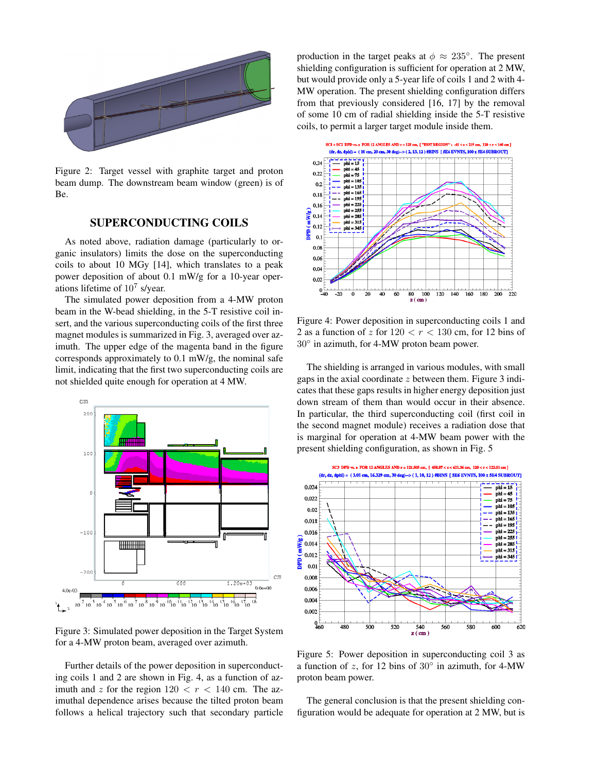Figure 2: Target vessel with graphite target and proton beam dump. The downstream beam window (green) is of Be.

## SUPERCONDUCTING COILS

As noted above, radiation damage (particularly to organic insulators) limits the dose on the superconducting coils to about 10 MGy [14], which translates to a peak power deposition of about 0.1 mW/g for a 10-year operations lifetime of $10^7$ s/year.

The simulated power deposition from a 4-MW proton beam in the W-bead shielding, in the 5-T resistive coil insert, and the various superconducting coils of the first three magnet modules is summarized in Fig. 3, averaged over azimuth. The upper edge of the magenta band in the figure corresponds approximately to 0.1 mW/g, the nominal safe limit, indicating that the first two superconducting coils are not shielded quite enough for operation at 4 MW.

Figure 3: Simulated power deposition in the Target System for a 4-MW proton beam, averaged over azimuth.

Further details of the power deposition in superconducting coils 1 and 2 are shown in Fig. 4, as a function of azimuth and $z$ for the region $120 < r < 140$ cm. The azimuthal dependence arises because the tilted proton beam follows a helical trajectory such that secondary particle production in the target peaks at $\phi \approx 235°$. The present shielding configuration is sufficient for operation at 2 MW, but would provide only a 5-year life of coils 1 and 2 with 4-MW operation. The present shielding configuration differs from that previously considered [16, 17] by the removal of some 10 cm of radial shielding inside the 5-T resistive coils, to permit a larger target module inside them.

Figure 4: Power deposition in superconducting coils 1 and 2 as a function of $z$ for $120 < r < 130$ cm, for 12 bins of $30°$ in azimuth, for 4-MW proton beam power.

The shielding is arranged in various modules, with small gaps in the axial coordinate $z$ between them. Figure 3 indicates that these gaps results in higher energy deposition just down stream of them than would occur in their absence. In particular, the third superconducting coil (first coil in the second magnet module) receives a radiation dose that is marginal for operation at 4-MW beam power with the present shielding configuration, as shown in Fig. 5

Figure 5: Power deposition in superconducting coil 3 as a function of $z$, for 12 bins of $30°$ in azimuth, for 4-MW proton beam power.

The general conclusion is that the present shielding configuration would be adequate for operation at 2 MW, but is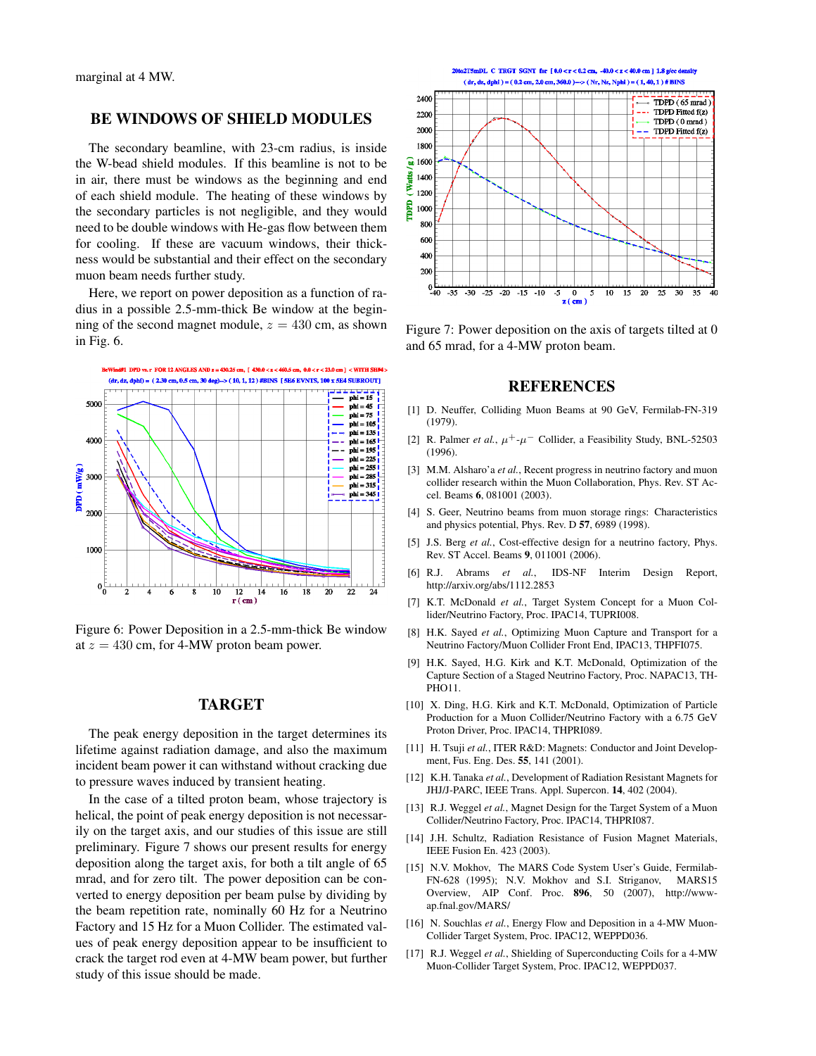marginal at 4 MW.

## BE WINDOWS OF SHIELD MODULES

The secondary beamline, with 23-cm radius, is inside the W-bead shield modules. If this beamline is not to be in air, there must be windows as the beginning and end of each shield module. The heating of these windows by the secondary particles is not negligible, and they would need to be double windows with He-gas flow between them for cooling. If these are vacuum windows, their thickness would be substantial and their effect on the secondary muon beam needs further study.

Here, we report on power deposition as a function of radius in a possible 2.5-mm-thick Be window at the beginning of the second magnet module, $z = 430$ cm, as shown in Fig. 6.

BeWind#1 DPD vs. r FOR 12 ANGLES AND z = 430.25 cm, [ 430.0 < z < 460.5 cm, 0.0 < r < 23.0 cm ] < WITH SH#4 >
(dr, dz, dphi) = ( 2.30 cm, 0.5 cm, 30 deg)--> ( 10, 1, 12 ) #BINS [ 5E6 EVNTS, 100 x 5E4 SUBROUT]

phi = 15
phi = 45
phi = 75
phi = 105
phi = 135
phi = 165
phi = 195
phi = 225
phi = 255
phi = 285
phi = 315
phi = 345

DPD ( mW/g )
0
1000
2000
3000
4000
5000

r ( cm )
0 2 4 6 8 10 12 14 16 18 20 22 24

Figure 6: Power Deposition in a 2.5-mm-thick Be window at $z = 430$ cm, for 4-MW proton beam power.

## TARGET

The peak energy deposition in the target determines its lifetime against radiation damage, and also the maximum incident beam power it can withstand without cracking due to pressure waves induced by transient heating.

In the case of a tilted proton beam, whose trajectory is helical, the point of peak energy deposition is not necessarily on the target axis, and our studies of this issue are still preliminary. Figure 7 shows our present results for energy deposition along the target axis, for both a tilt angle of 65 mrad, and for zero tilt. The power deposition can be converted to energy deposition per beam pulse by dividing by the beam repetition rate, nominally 60 Hz for a Neutrino Factory and 15 Hz for a Muon Collider. The estimated values of peak energy deposition appear to be insufficient to crack the target rod even at 4-MW beam power, but further study of this issue should be made.

20to2T5mDL C TRGT SGNT for [ 0.0 < r < 0.2 cm, -40.0 < z < 40.0 cm ] 1.8 g/cc density
( dr, dz, dphi ) = ( 0.2 cm, 2.0 cm, 360.0 )---> ( Nr, Nz, Nphi ) = ( 1, 40, 1 ) # BINS

TDPD ( 65 mrad )
TDPD Fitted f(z)
TDPD ( 0 mrad )
TDPD Fitted f(z)

TDPD ( Watts / g )
0 200 400 600 800 1000 1200 1400 1600 1800 2000 2200 2400

z ( cm )
-40 -35 -30 -25 -20 -15 -10 -5 0 5 10 15 20 25 30 35 40

Figure 7: Power deposition on the axis of targets tilted at 0 and 65 mrad, for a 4-MW proton beam.

## REFERENCES

[1] D. Neuffer, Colliding Muon Beams at 90 GeV, Fermilab-FN-319 (1979).

[2] R. Palmer *et al.*, $\mu^+$-$\mu^-$ Collider, a Feasibility Study, BNL-52503 (1996).

[3] M.M. Alsharo'a *et al.*, Recent progress in neutrino factory and muon collider research within the Muon Collaboration, Phys. Rev. ST Accel. Beams **6**, 081001 (2003).

[4] S. Geer, Neutrino beams from muon storage rings: Characteristics and physics potential, Phys. Rev. D **57**, 6989 (1998).

[5] J.S. Berg *et al.*, Cost-effective design for a neutrino factory, Phys. Rev. ST Accel. Beams **9**, 011001 (2006).

[6] R.J. Abrams *et al.*, IDS-NF Interim Design Report, http://arxiv.org/abs/1112.2853

[7] K.T. McDonald *et al.*, Target System Concept for a Muon Collider/Neutrino Factory, Proc. IPAC14, TUPRI008.

[8] H.K. Sayed *et al.*, Optimizing Muon Capture and Transport for a Neutrino Factory/Muon Collider Front End, IPAC13, THPFI075.

[9] H.K. Sayed, H.G. Kirk and K.T. McDonald, Optimization of the Capture Section of a Staged Neutrino Factory, Proc. NAPAC13, THPHO11.

[10] X. Ding, H.G. Kirk and K.T. McDonald, Optimization of Particle Production for a Muon Collider/Neutrino Factory with a 6.75 GeV Proton Driver, Proc. IPAC14, THPRI089.

[11] H. Tsuji *et al.*, ITER R&D: Magnets: Conductor and Joint Development, Fus. Eng. Des. **55**, 141 (2001).

[12] K.H. Tanaka *et al.*, Development of Radiation Resistant Magnets for JHJ/J-PARC, IEEE Trans. Appl. Supercon. **14**, 402 (2004).

[13] R.J. Weggel *et al.*, Magnet Design for the Target System of a Muon Collider/Neutrino Factory, Proc. IPAC14, THPRI087.

[14] J.H. Schultz, Radiation Resistance of Fusion Magnet Materials, IEEE Fusion En. 423 (2003).

[15] N.V. Mokhov, The MARS Code System User's Guide, Fermilab-FN-628 (1995); N.V. Mokhov and S.I. Striganov, MARS15 Overview, AIP Conf. Proc. **896**, 50 (2007), http://www-ap.fnal.gov/MARS/

[16] N. Souchlas *et al.*, Energy Flow and Deposition in a 4-MW Muon-Collider Target System, Proc. IPAC12, WEPPD036.

[17] R.J. Weggel *et al.*, Shielding of Superconducting Coils for a 4-MW Muon-Collider Target System, Proc. IPAC12, WEPPD037.